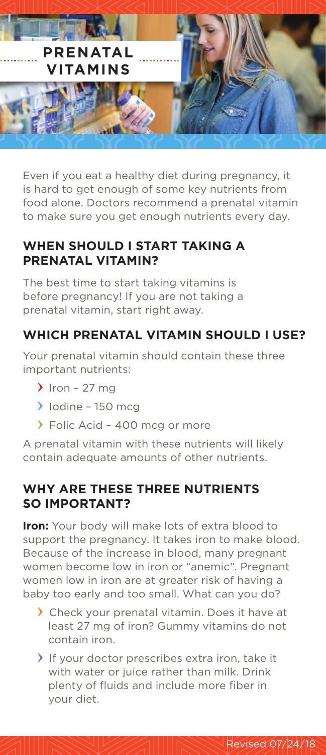# PRENATAL VITAMINS

Even if you eat a healthy diet during pregnancy, it is hard to get enough of some key nutrients from food alone. Doctors recommend a prenatal vitamin to make sure you get enough nutrients every day.

## WHEN SHOULD I START TAKING A PRENATAL VITAMIN?

The best time to start taking vitamins is before pregnancy! If you are not taking a prenatal vitamin, start right away.

## WHICH PRENATAL VITAMIN SHOULD I USE?

Your prenatal vitamin should contain these three important nutrients:

- Iron – 27 mg
- Iodine – 150 mcg
- Folic Acid – 400 mcg or more

A prenatal vitamin with these nutrients will likely contain adequate amounts of other nutrients.

## WHY ARE THESE THREE NUTRIENTS SO IMPORTANT?

**Iron:** Your body will make lots of extra blood to support the pregnancy. It takes iron to make blood. Because of the increase in blood, many pregnant women become low in iron or "anemic". Pregnant women low in iron are at greater risk of having a baby too early and too small. What can you do?

- Check your prenatal vitamin. Does it have at least 27 mg of iron? Gummy vitamins do not contain iron.
- If your doctor prescribes extra iron, take it with water or juice rather than milk. Drink plenty of fluids and include more fiber in your diet.

Revised 07/24/18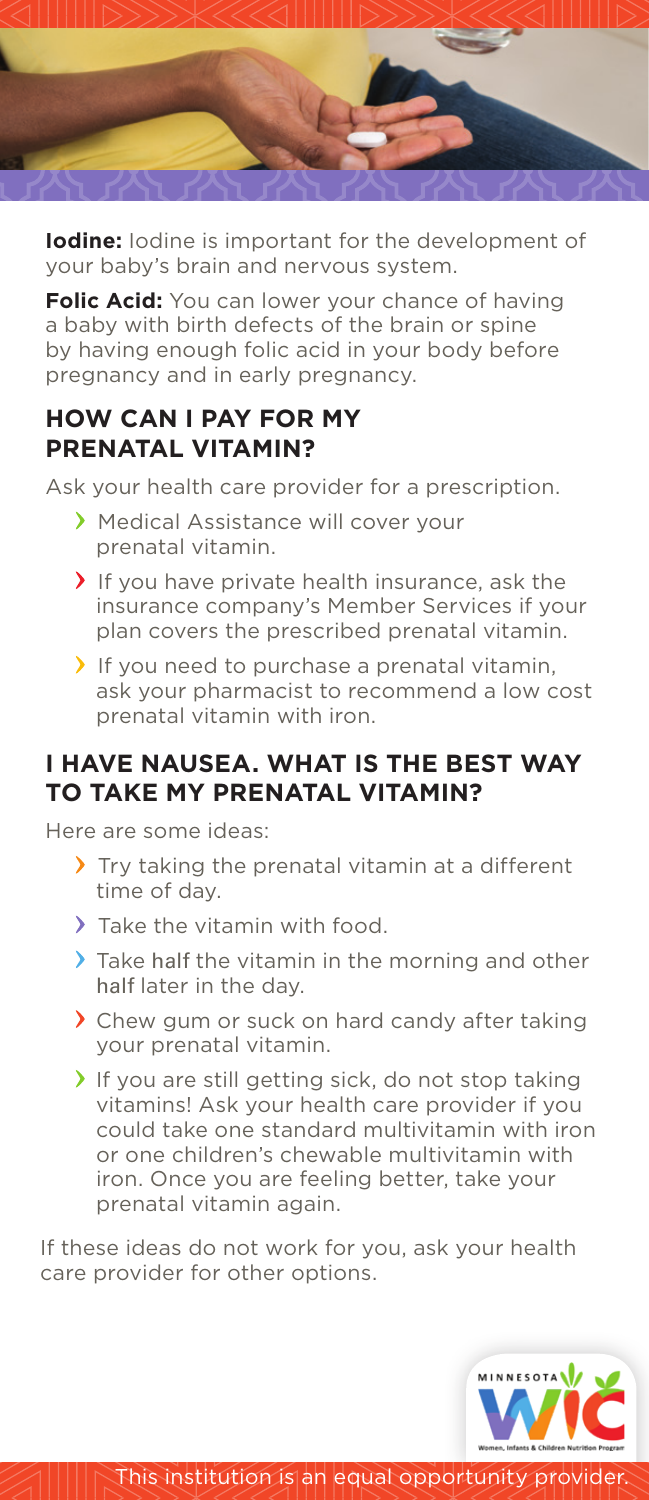**Iodine:** Iodine is important for the development of your baby's brain and nervous system.

**Folic Acid:** You can lower your chance of having a baby with birth defects of the brain or spine by having enough folic acid in your body before pregnancy and in early pregnancy.

## HOW CAN I PAY FOR MY PRENATAL VITAMIN?

Ask your health care provider for a prescription.

- Medical Assistance will cover your prenatal vitamin.
- If you have private health insurance, ask the insurance company's Member Services if your plan covers the prescribed prenatal vitamin.
- If you need to purchase a prenatal vitamin, ask your pharmacist to recommend a low cost prenatal vitamin with iron.

## I HAVE NAUSEA. WHAT IS THE BEST WAY TO TAKE MY PRENATAL VITAMIN?

Here are some ideas:

- Try taking the prenatal vitamin at a different time of day.
- Take the vitamin with food.
- Take half the vitamin in the morning and other half later in the day.
- Chew gum or suck on hard candy after taking your prenatal vitamin.
- If you are still getting sick, do not stop taking vitamins! Ask your health care provider if you could take one standard multivitamin with iron or one children's chewable multivitamin with iron. Once you are feeling better, take your prenatal vitamin again.

If these ideas do not work for you, ask your health care provider for other options.

MINNESOTA WIC

Women, Infants & Children Nutrition Program

This institution is an equal opportunity provider.